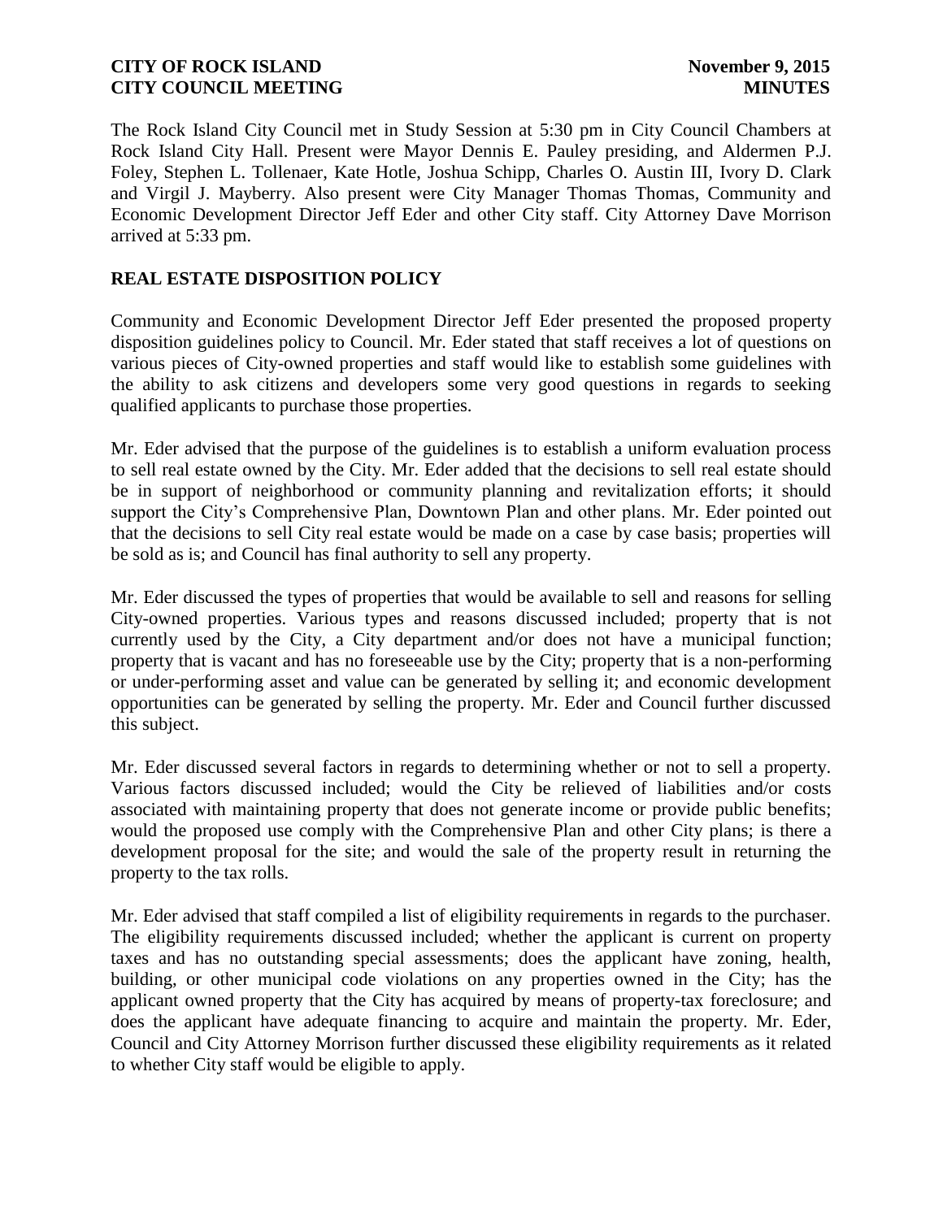The Rock Island City Council met in Study Session at 5:30 pm in City Council Chambers at Rock Island City Hall. Present were Mayor Dennis E. Pauley presiding, and Aldermen P.J. Foley, Stephen L. Tollenaer, Kate Hotle, Joshua Schipp, Charles O. Austin III, Ivory D. Clark and Virgil J. Mayberry. Also present were City Manager Thomas Thomas, Community and Economic Development Director Jeff Eder and other City staff. City Attorney Dave Morrison arrived at 5:33 pm.

## REAL ESTATE DISPOSITION POLICY

Community and Economic Development Director Jeff Eder presented the proposed property disposition guidelines policy to Council. Mr. Eder stated that staff receives a lot of questions on various pieces of City-owned properties and staff would like to establish some guidelines with the ability to ask citizens and developers some very good questions in regards to seeking qualified applicants to purchase those properties.

Mr. Eder advised that the purpose of the guidelines is to establish a uniform evaluation process to sell real estate owned by the City. Mr. Eder added that the decisions to sell real estate should be in support of neighborhood or community planning and revitalization efforts; it should support the City's Comprehensive Plan, Downtown Plan and other plans. Mr. Eder pointed out that the decisions to sell City real estate would be made on a case by case basis; properties will be sold as is; and Council has final authority to sell any property.

Mr. Eder discussed the types of properties that would be available to sell and reasons for selling City-owned properties. Various types and reasons discussed included; property that is not currently used by the City, a City department and/or does not have a municipal function; property that is vacant and has no foreseeable use by the City; property that is a non-performing or under-performing asset and value can be generated by selling it; and economic development opportunities can be generated by selling the property. Mr. Eder and Council further discussed this subject.

Mr. Eder discussed several factors in regards to determining whether or not to sell a property. Various factors discussed included; would the City be relieved of liabilities and/or costs associated with maintaining property that does not generate income or provide public benefits; would the proposed use comply with the Comprehensive Plan and other City plans; is there a development proposal for the site; and would the sale of the property result in returning the property to the tax rolls.

Mr. Eder advised that staff compiled a list of eligibility requirements in regards to the purchaser. The eligibility requirements discussed included; whether the applicant is current on property taxes and has no outstanding special assessments; does the applicant have zoning, health, building, or other municipal code violations on any properties owned in the City; has the applicant owned property that the City has acquired by means of property-tax foreclosure; and does the applicant have adequate financing to acquire and maintain the property. Mr. Eder, Council and City Attorney Morrison further discussed these eligibility requirements as it related to whether City staff would be eligible to apply.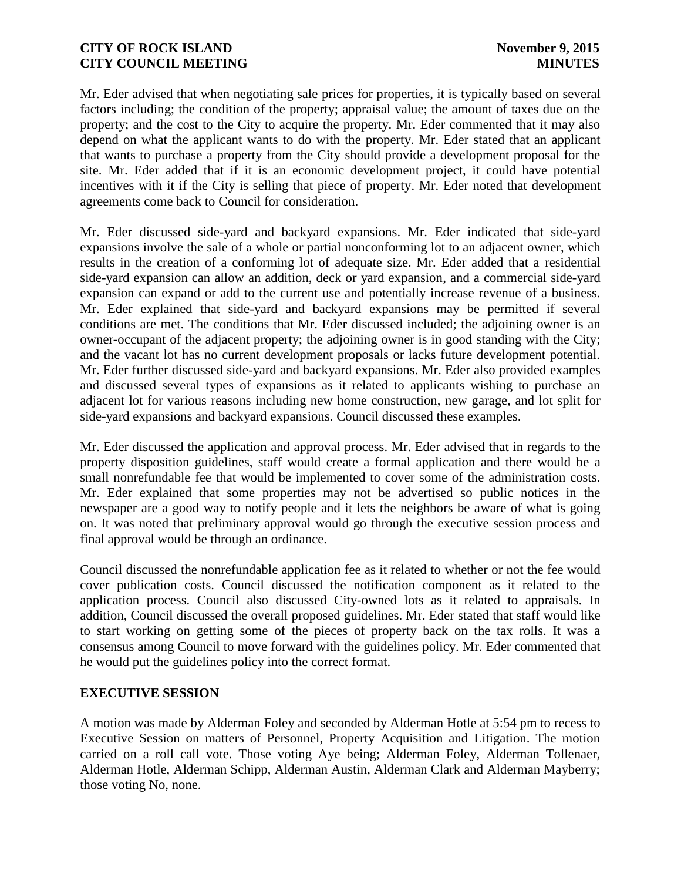Mr. Eder advised that when negotiating sale prices for properties, it is typically based on several factors including; the condition of the property; appraisal value; the amount of taxes due on the property; and the cost to the City to acquire the property. Mr. Eder commented that it may also depend on what the applicant wants to do with the property. Mr. Eder stated that an applicant that wants to purchase a property from the City should provide a development proposal for the site. Mr. Eder added that if it is an economic development project, it could have potential incentives with it if the City is selling that piece of property. Mr. Eder noted that development agreements come back to Council for consideration.

Mr. Eder discussed side-yard and backyard expansions. Mr. Eder indicated that side-yard expansions involve the sale of a whole or partial nonconforming lot to an adjacent owner, which results in the creation of a conforming lot of adequate size. Mr. Eder added that a residential side-yard expansion can allow an addition, deck or yard expansion, and a commercial side-yard expansion can expand or add to the current use and potentially increase revenue of a business. Mr. Eder explained that side-yard and backyard expansions may be permitted if several conditions are met. The conditions that Mr. Eder discussed included; the adjoining owner is an owner-occupant of the adjacent property; the adjoining owner is in good standing with the City; and the vacant lot has no current development proposals or lacks future development potential. Mr. Eder further discussed side-yard and backyard expansions. Mr. Eder also provided examples and discussed several types of expansions as it related to applicants wishing to purchase an adjacent lot for various reasons including new home construction, new garage, and lot split for side-yard expansions and backyard expansions. Council discussed these examples.

Mr. Eder discussed the application and approval process. Mr. Eder advised that in regards to the property disposition guidelines, staff would create a formal application and there would be a small nonrefundable fee that would be implemented to cover some of the administration costs. Mr. Eder explained that some properties may not be advertised so public notices in the newspaper are a good way to notify people and it lets the neighbors be aware of what is going on. It was noted that preliminary approval would go through the executive session process and final approval would be through an ordinance.

Council discussed the nonrefundable application fee as it related to whether or not the fee would cover publication costs. Council discussed the notification component as it related to the application process. Council also discussed City-owned lots as it related to appraisals. In addition, Council discussed the overall proposed guidelines. Mr. Eder stated that staff would like to start working on getting some of the pieces of property back on the tax rolls. It was a consensus among Council to move forward with the guidelines policy. Mr. Eder commented that he would put the guidelines policy into the correct format.

## EXECUTIVE SESSION

A motion was made by Alderman Foley and seconded by Alderman Hotle at 5:54 pm to recess to Executive Session on matters of Personnel, Property Acquisition and Litigation. The motion carried on a roll call vote. Those voting Aye being; Alderman Foley, Alderman Tollenaer, Alderman Hotle, Alderman Schipp, Alderman Austin, Alderman Clark and Alderman Mayberry; those voting No, none.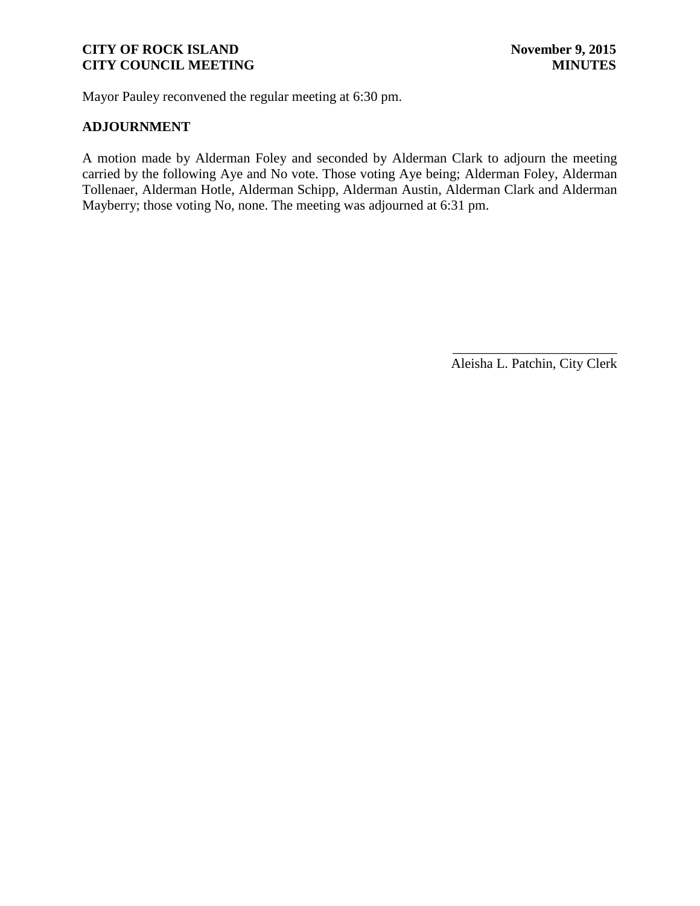Mayor Pauley reconvened the regular meeting at 6:30 pm.

## ADJOURNMENT

A motion made by Alderman Foley and seconded by Alderman Clark to adjourn the meeting carried by the following Aye and No vote. Those voting Aye being; Alderman Foley, Alderman Tollenaer, Alderman Hotle, Alderman Schipp, Alderman Austin, Alderman Clark and Alderman Mayberry; those voting No, none. The meeting was adjourned at 6:31 pm.

\_\_\_\_\_\_\_\_\_\_\_\_\_\_\_\_\_\_\_\_\_\_\_\_

Aleisha L. Patchin, City Clerk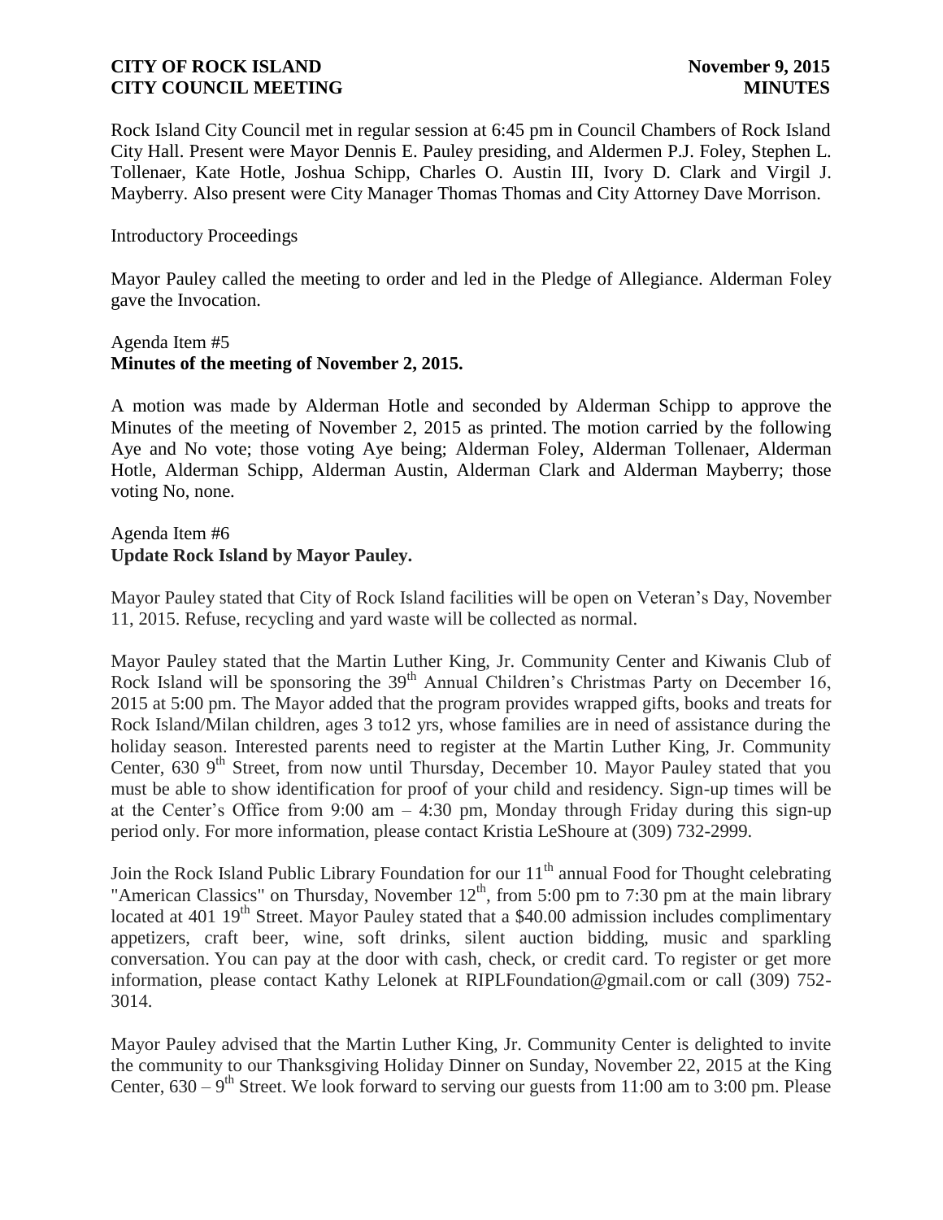Rock Island City Council met in regular session at 6:45 pm in Council Chambers of Rock Island City Hall. Present were Mayor Dennis E. Pauley presiding, and Aldermen P.J. Foley, Stephen L. Tollenaer, Kate Hotle, Joshua Schipp, Charles O. Austin III, Ivory D. Clark and Virgil J. Mayberry. Also present were City Manager Thomas Thomas and City Attorney Dave Morrison.

Introductory Proceedings

Mayor Pauley called the meeting to order and led in the Pledge of Allegiance. Alderman Foley gave the Invocation.

Agenda Item #5
**Minutes of the meeting of November 2, 2015.**

A motion was made by Alderman Hotle and seconded by Alderman Schipp to approve the Minutes of the meeting of November 2, 2015 as printed. The motion carried by the following Aye and No vote; those voting Aye being; Alderman Foley, Alderman Tollenaer, Alderman Hotle, Alderman Schipp, Alderman Austin, Alderman Clark and Alderman Mayberry; those voting No, none.

Agenda Item #6
**Update Rock Island by Mayor Pauley.**

Mayor Pauley stated that City of Rock Island facilities will be open on Veteran's Day, November 11, 2015. Refuse, recycling and yard waste will be collected as normal.

Mayor Pauley stated that the Martin Luther King, Jr. Community Center and Kiwanis Club of Rock Island will be sponsoring the 39th Annual Children's Christmas Party on December 16, 2015 at 5:00 pm. The Mayor added that the program provides wrapped gifts, books and treats for Rock Island/Milan children, ages 3 to12 yrs, whose families are in need of assistance during the holiday season. Interested parents need to register at the Martin Luther King, Jr. Community Center, 630 9th Street, from now until Thursday, December 10. Mayor Pauley stated that you must be able to show identification for proof of your child and residency. Sign-up times will be at the Center's Office from 9:00 am – 4:30 pm, Monday through Friday during this sign-up period only. For more information, please contact Kristia LeShoure at (309) 732-2999.

Join the Rock Island Public Library Foundation for our 11th annual Food for Thought celebrating "American Classics" on Thursday, November 12th, from 5:00 pm to 7:30 pm at the main library located at 401 19th Street. Mayor Pauley stated that a $40.00 admission includes complimentary appetizers, craft beer, wine, soft drinks, silent auction bidding, music and sparkling conversation. You can pay at the door with cash, check, or credit card. To register or get more information, please contact Kathy Lelonek at RIPLFoundation@gmail.com or call (309) 752-3014.

Mayor Pauley advised that the Martin Luther King, Jr. Community Center is delighted to invite the community to our Thanksgiving Holiday Dinner on Sunday, November 22, 2015 at the King Center, 630 – 9th Street. We look forward to serving our guests from 11:00 am to 3:00 pm. Please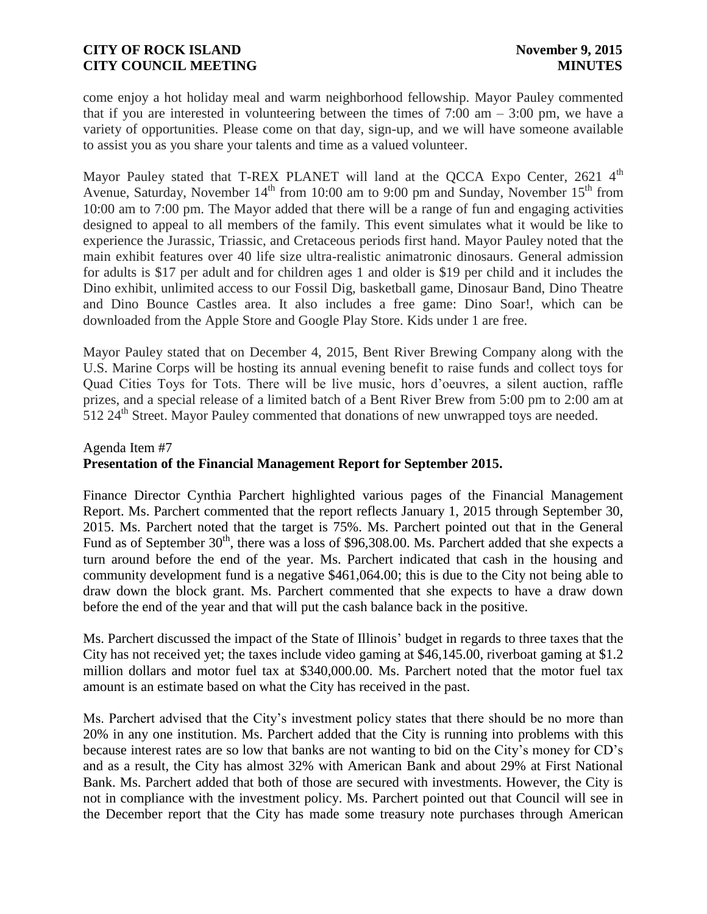come enjoy a hot holiday meal and warm neighborhood fellowship. Mayor Pauley commented that if you are interested in volunteering between the times of 7:00 am – 3:00 pm, we have a variety of opportunities. Please come on that day, sign-up, and we will have someone available to assist you as you share your talents and time as a valued volunteer.

Mayor Pauley stated that T-REX PLANET will land at the QCCA Expo Center, 2621 4th Avenue, Saturday, November 14th from 10:00 am to 9:00 pm and Sunday, November 15th from 10:00 am to 7:00 pm. The Mayor added that there will be a range of fun and engaging activities designed to appeal to all members of the family. This event simulates what it would be like to experience the Jurassic, Triassic, and Cretaceous periods first hand. Mayor Pauley noted that the main exhibit features over 40 life size ultra-realistic animatronic dinosaurs. General admission for adults is $17 per adult and for children ages 1 and older is $19 per child and it includes the Dino exhibit, unlimited access to our Fossil Dig, basketball game, Dinosaur Band, Dino Theatre and Dino Bounce Castles area. It also includes a free game: Dino Soar!, which can be downloaded from the Apple Store and Google Play Store. Kids under 1 are free.

Mayor Pauley stated that on December 4, 2015, Bent River Brewing Company along with the U.S. Marine Corps will be hosting its annual evening benefit to raise funds and collect toys for Quad Cities Toys for Tots. There will be live music, hors d'oeuvres, a silent auction, raffle prizes, and a special release of a limited batch of a Bent River Brew from 5:00 pm to 2:00 am at 512 24th Street. Mayor Pauley commented that donations of new unwrapped toys are needed.

Agenda Item #7
**Presentation of the Financial Management Report for September 2015.**

Finance Director Cynthia Parchert highlighted various pages of the Financial Management Report. Ms. Parchert commented that the report reflects January 1, 2015 through September 30, 2015. Ms. Parchert noted that the target is 75%. Ms. Parchert pointed out that in the General Fund as of September 30th, there was a loss of $96,308.00. Ms. Parchert added that she expects a turn around before the end of the year. Ms. Parchert indicated that cash in the housing and community development fund is a negative $461,064.00; this is due to the City not being able to draw down the block grant. Ms. Parchert commented that she expects to have a draw down before the end of the year and that will put the cash balance back in the positive.

Ms. Parchert discussed the impact of the State of Illinois' budget in regards to three taxes that the City has not received yet; the taxes include video gaming at $46,145.00, riverboat gaming at $1.2 million dollars and motor fuel tax at $340,000.00. Ms. Parchert noted that the motor fuel tax amount is an estimate based on what the City has received in the past.

Ms. Parchert advised that the City's investment policy states that there should be no more than 20% in any one institution. Ms. Parchert added that the City is running into problems with this because interest rates are so low that banks are not wanting to bid on the City's money for CD's and as a result, the City has almost 32% with American Bank and about 29% at First National Bank. Ms. Parchert added that both of those are secured with investments. However, the City is not in compliance with the investment policy. Ms. Parchert pointed out that Council will see in the December report that the City has made some treasury note purchases through American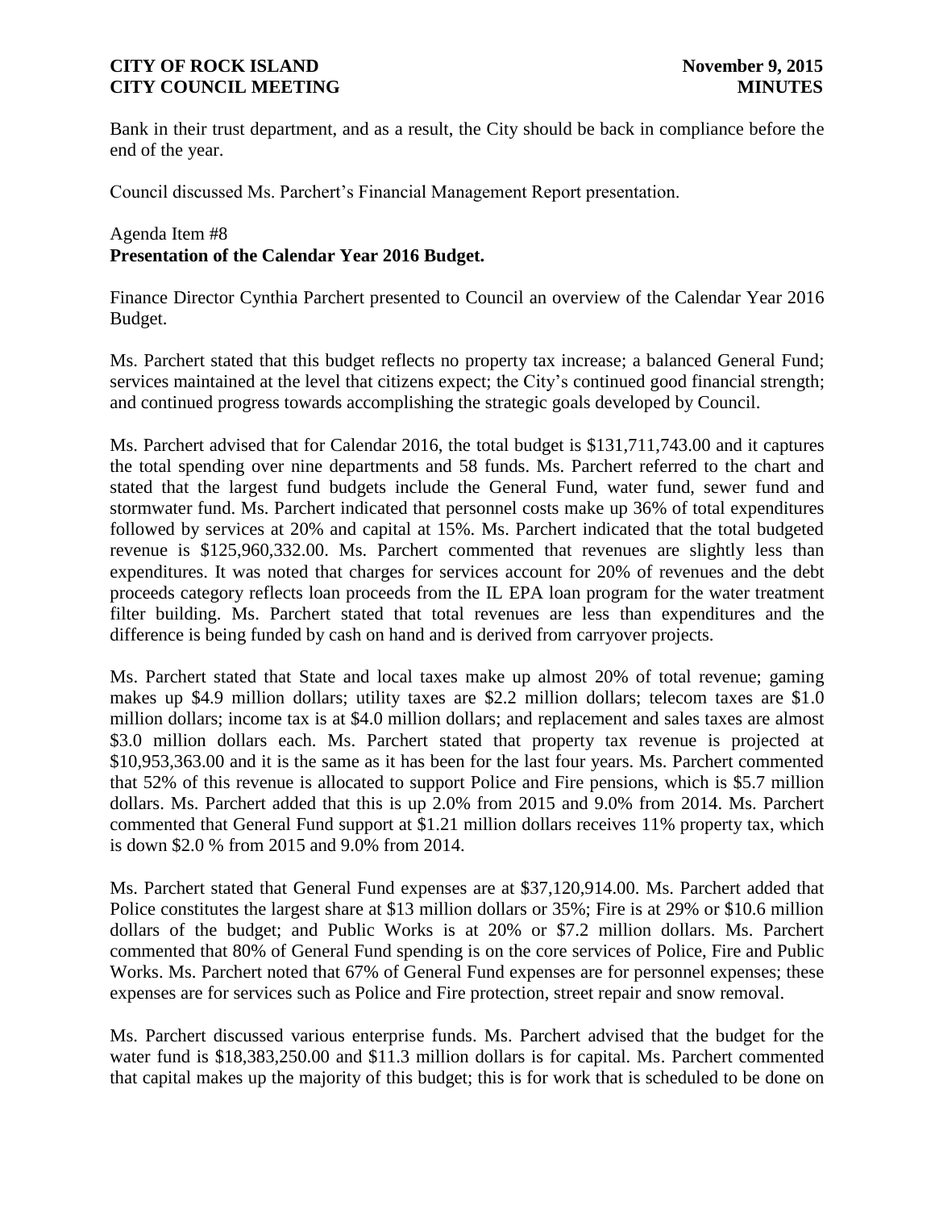Bank in their trust department, and as a result, the City should be back in compliance before the end of the year.

Council discussed Ms. Parchert's Financial Management Report presentation.

Agenda Item #8

**Presentation of the Calendar Year 2016 Budget.**

Finance Director Cynthia Parchert presented to Council an overview of the Calendar Year 2016 Budget.

Ms. Parchert stated that this budget reflects no property tax increase; a balanced General Fund; services maintained at the level that citizens expect; the City's continued good financial strength; and continued progress towards accomplishing the strategic goals developed by Council.

Ms. Parchert advised that for Calendar 2016, the total budget is $131,711,743.00 and it captures the total spending over nine departments and 58 funds. Ms. Parchert referred to the chart and stated that the largest fund budgets include the General Fund, water fund, sewer fund and stormwater fund. Ms. Parchert indicated that personnel costs make up 36% of total expenditures followed by services at 20% and capital at 15%. Ms. Parchert indicated that the total budgeted revenue is $125,960,332.00. Ms. Parchert commented that revenues are slightly less than expenditures. It was noted that charges for services account for 20% of revenues and the debt proceeds category reflects loan proceeds from the IL EPA loan program for the water treatment filter building. Ms. Parchert stated that total revenues are less than expenditures and the difference is being funded by cash on hand and is derived from carryover projects.

Ms. Parchert stated that State and local taxes make up almost 20% of total revenue; gaming makes up $4.9 million dollars; utility taxes are $2.2 million dollars; telecom taxes are $1.0 million dollars; income tax is at $4.0 million dollars; and replacement and sales taxes are almost $3.0 million dollars each. Ms. Parchert stated that property tax revenue is projected at $10,953,363.00 and it is the same as it has been for the last four years. Ms. Parchert commented that 52% of this revenue is allocated to support Police and Fire pensions, which is $5.7 million dollars. Ms. Parchert added that this is up 2.0% from 2015 and 9.0% from 2014. Ms. Parchert commented that General Fund support at $1.21 million dollars receives 11% property tax, which is down $2.0 % from 2015 and 9.0% from 2014.

Ms. Parchert stated that General Fund expenses are at $37,120,914.00. Ms. Parchert added that Police constitutes the largest share at $13 million dollars or 35%; Fire is at 29% or $10.6 million dollars of the budget; and Public Works is at 20% or $7.2 million dollars. Ms. Parchert commented that 80% of General Fund spending is on the core services of Police, Fire and Public Works. Ms. Parchert noted that 67% of General Fund expenses are for personnel expenses; these expenses are for services such as Police and Fire protection, street repair and snow removal.

Ms. Parchert discussed various enterprise funds. Ms. Parchert advised that the budget for the water fund is $18,383,250.00 and $11.3 million dollars is for capital. Ms. Parchert commented that capital makes up the majority of this budget; this is for work that is scheduled to be done on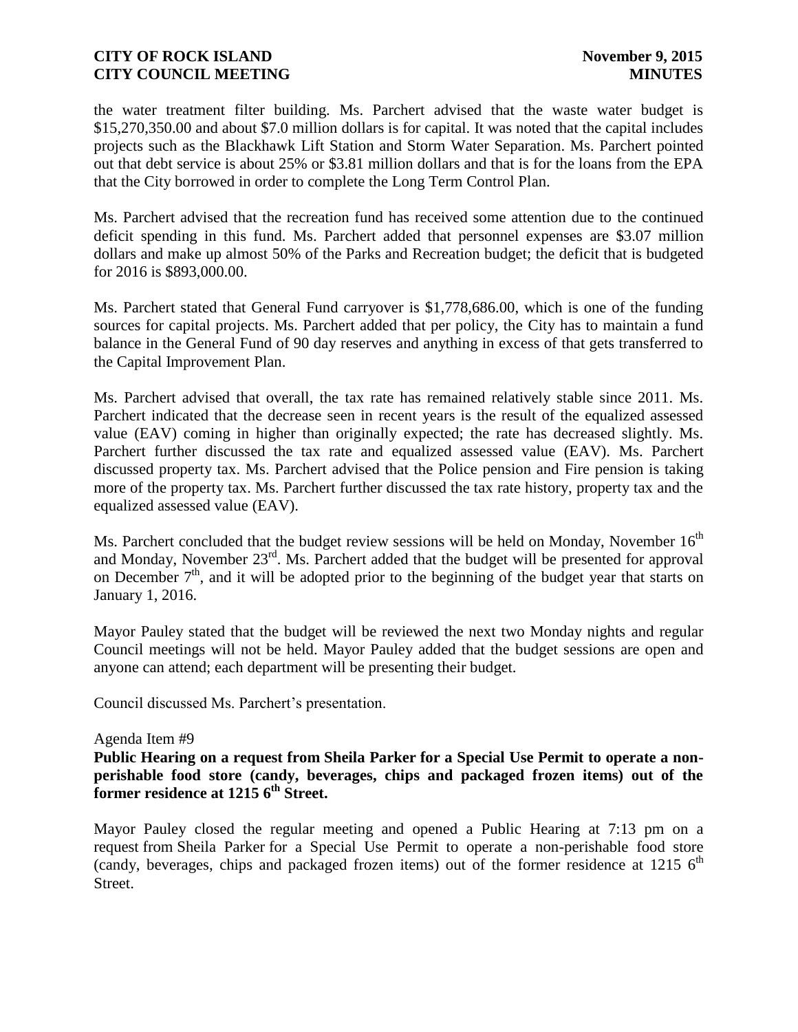the water treatment filter building. Ms. Parchert advised that the waste water budget is $15,270,350.00 and about $7.0 million dollars is for capital. It was noted that the capital includes projects such as the Blackhawk Lift Station and Storm Water Separation. Ms. Parchert pointed out that debt service is about 25% or $3.81 million dollars and that is for the loans from the EPA that the City borrowed in order to complete the Long Term Control Plan.

Ms. Parchert advised that the recreation fund has received some attention due to the continued deficit spending in this fund. Ms. Parchert added that personnel expenses are $3.07 million dollars and make up almost 50% of the Parks and Recreation budget; the deficit that is budgeted for 2016 is $893,000.00.

Ms. Parchert stated that General Fund carryover is $1,778,686.00, which is one of the funding sources for capital projects. Ms. Parchert added that per policy, the City has to maintain a fund balance in the General Fund of 90 day reserves and anything in excess of that gets transferred to the Capital Improvement Plan.

Ms. Parchert advised that overall, the tax rate has remained relatively stable since 2011. Ms. Parchert indicated that the decrease seen in recent years is the result of the equalized assessed value (EAV) coming in higher than originally expected; the rate has decreased slightly. Ms. Parchert further discussed the tax rate and equalized assessed value (EAV). Ms. Parchert discussed property tax. Ms. Parchert advised that the Police pension and Fire pension is taking more of the property tax. Ms. Parchert further discussed the tax rate history, property tax and the equalized assessed value (EAV).

Ms. Parchert concluded that the budget review sessions will be held on Monday, November 16th and Monday, November 23rd. Ms. Parchert added that the budget will be presented for approval on December 7th, and it will be adopted prior to the beginning of the budget year that starts on January 1, 2016.

Mayor Pauley stated that the budget will be reviewed the next two Monday nights and regular Council meetings will not be held. Mayor Pauley added that the budget sessions are open and anyone can attend; each department will be presenting their budget.

Council discussed Ms. Parchert's presentation.

Agenda Item #9

**Public Hearing on a request from Sheila Parker for a Special Use Permit to operate a non-perishable food store (candy, beverages, chips and packaged frozen items) out of the former residence at 1215 6th Street.**

Mayor Pauley closed the regular meeting and opened a Public Hearing at 7:13 pm on a request from Sheila Parker for a Special Use Permit to operate a non-perishable food store (candy, beverages, chips and packaged frozen items) out of the former residence at 1215 6th Street.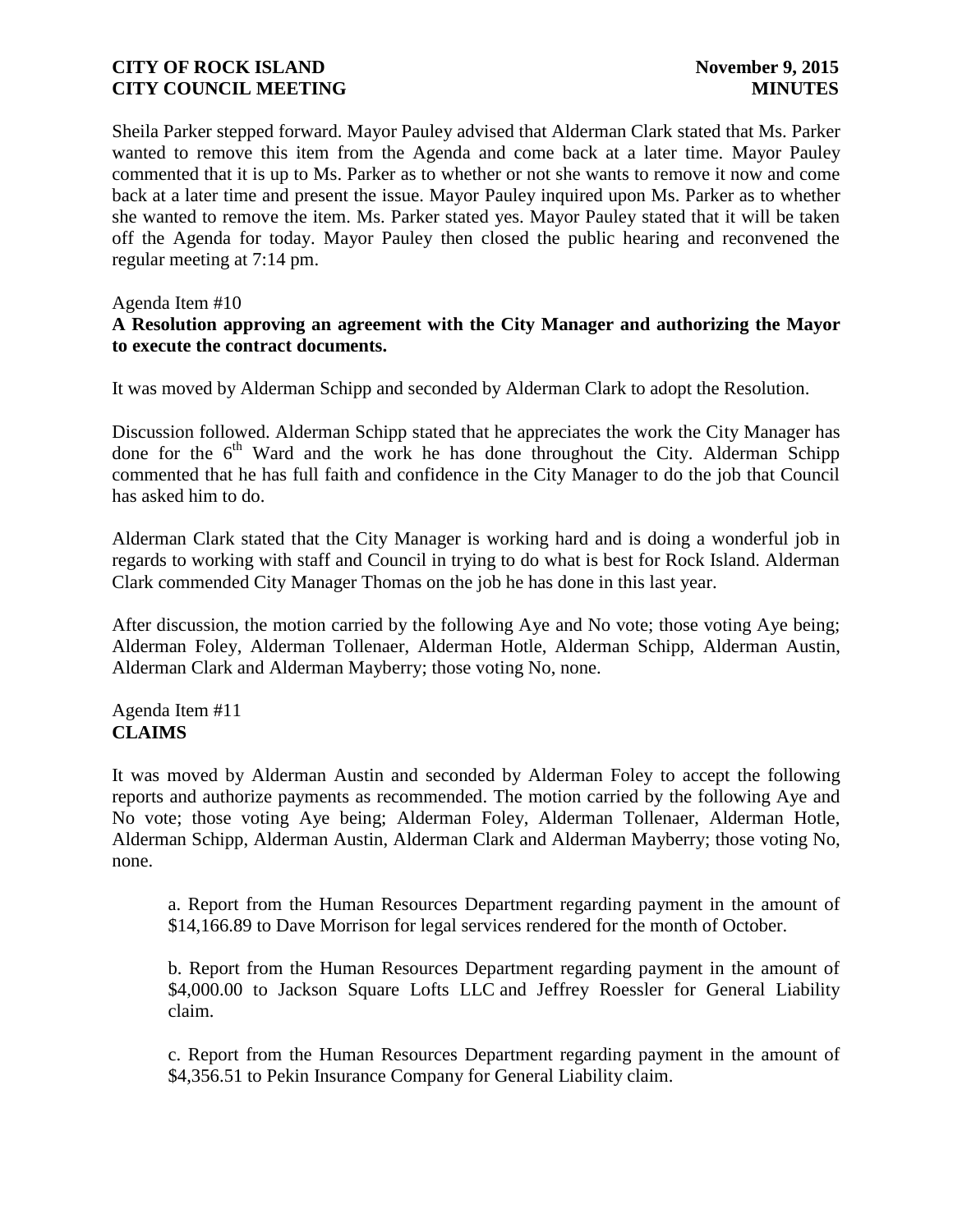Sheila Parker stepped forward. Mayor Pauley advised that Alderman Clark stated that Ms. Parker wanted to remove this item from the Agenda and come back at a later time. Mayor Pauley commented that it is up to Ms. Parker as to whether or not she wants to remove it now and come back at a later time and present the issue. Mayor Pauley inquired upon Ms. Parker as to whether she wanted to remove the item. Ms. Parker stated yes. Mayor Pauley stated that it will be taken off the Agenda for today. Mayor Pauley then closed the public hearing and reconvened the regular meeting at 7:14 pm.

Agenda Item #10

**A Resolution approving an agreement with the City Manager and authorizing the Mayor to execute the contract documents.**

It was moved by Alderman Schipp and seconded by Alderman Clark to adopt the Resolution.

Discussion followed. Alderman Schipp stated that he appreciates the work the City Manager has done for the 6th Ward and the work he has done throughout the City. Alderman Schipp commented that he has full faith and confidence in the City Manager to do the job that Council has asked him to do.

Alderman Clark stated that the City Manager is working hard and is doing a wonderful job in regards to working with staff and Council in trying to do what is best for Rock Island. Alderman Clark commended City Manager Thomas on the job he has done in this last year.

After discussion, the motion carried by the following Aye and No vote; those voting Aye being; Alderman Foley, Alderman Tollenaer, Alderman Hotle, Alderman Schipp, Alderman Austin, Alderman Clark and Alderman Mayberry; those voting No, none.

Agenda Item #11

**CLAIMS**

It was moved by Alderman Austin and seconded by Alderman Foley to accept the following reports and authorize payments as recommended. The motion carried by the following Aye and No vote; those voting Aye being; Alderman Foley, Alderman Tollenaer, Alderman Hotle, Alderman Schipp, Alderman Austin, Alderman Clark and Alderman Mayberry; those voting No, none.

a. Report from the Human Resources Department regarding payment in the amount of $14,166.89 to Dave Morrison for legal services rendered for the month of October.

b. Report from the Human Resources Department regarding payment in the amount of $4,000.00 to Jackson Square Lofts LLC and Jeffrey Roessler for General Liability claim.

c. Report from the Human Resources Department regarding payment in the amount of $4,356.51 to Pekin Insurance Company for General Liability claim.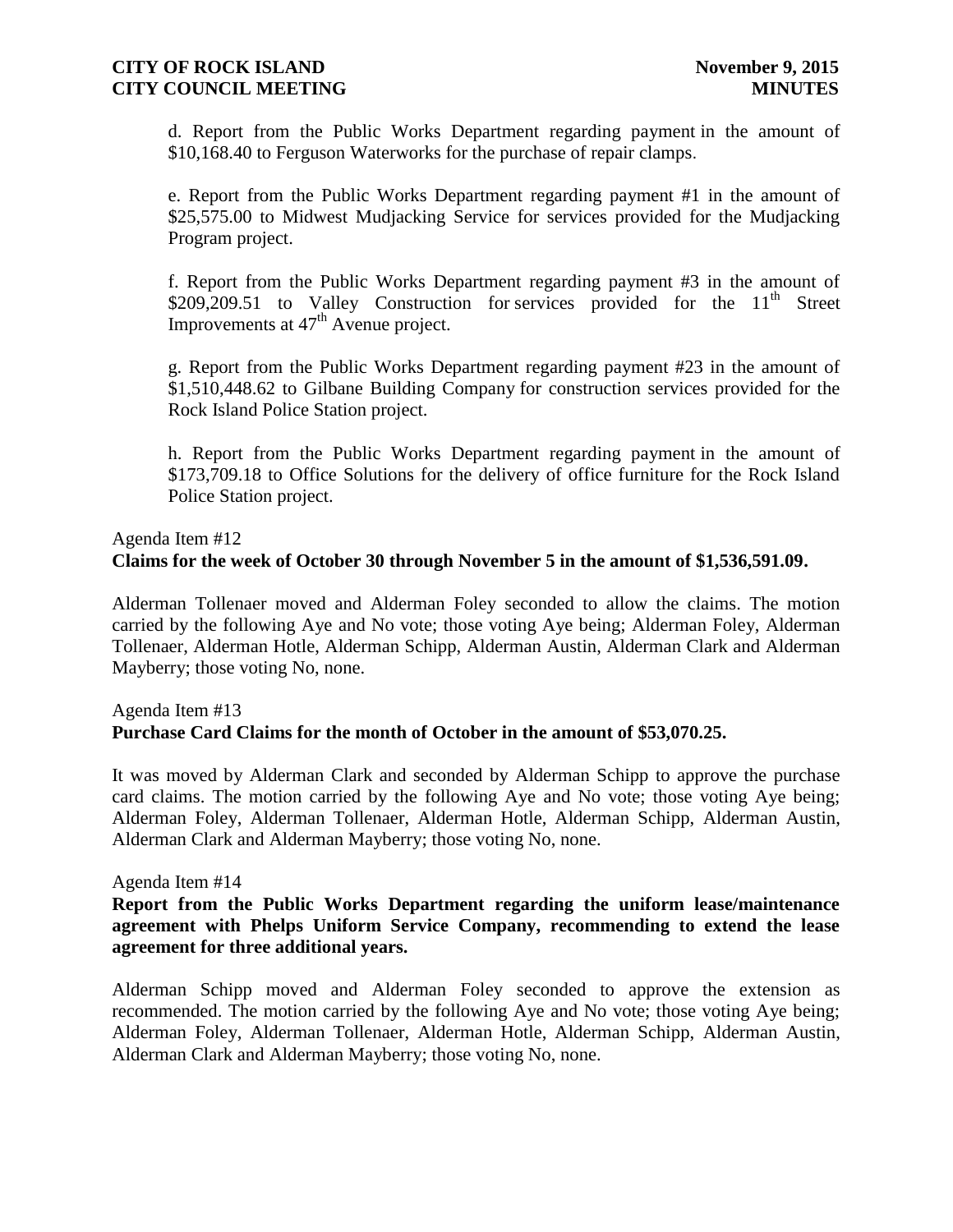d. Report from the Public Works Department regarding payment in the amount of $10,168.40 to Ferguson Waterworks for the purchase of repair clamps.

e. Report from the Public Works Department regarding payment #1 in the amount of $25,575.00 to Midwest Mudjacking Service for services provided for the Mudjacking Program project.

f. Report from the Public Works Department regarding payment #3 in the amount of $209,209.51 to Valley Construction for services provided for the 11th Street Improvements at 47th Avenue project.

g. Report from the Public Works Department regarding payment #23 in the amount of $1,510,448.62 to Gilbane Building Company for construction services provided for the Rock Island Police Station project.

h. Report from the Public Works Department regarding payment in the amount of $173,709.18 to Office Solutions for the delivery of office furniture for the Rock Island Police Station project.

Agenda Item #12
**Claims for the week of October 30 through November 5 in the amount of $1,536,591.09.**

Alderman Tollenaer moved and Alderman Foley seconded to allow the claims. The motion carried by the following Aye and No vote; those voting Aye being; Alderman Foley, Alderman Tollenaer, Alderman Hotle, Alderman Schipp, Alderman Austin, Alderman Clark and Alderman Mayberry; those voting No, none.

Agenda Item #13
**Purchase Card Claims for the month of October in the amount of $53,070.25.**

It was moved by Alderman Clark and seconded by Alderman Schipp to approve the purchase card claims. The motion carried by the following Aye and No vote; those voting Aye being; Alderman Foley, Alderman Tollenaer, Alderman Hotle, Alderman Schipp, Alderman Austin, Alderman Clark and Alderman Mayberry; those voting No, none.

Agenda Item #14
**Report from the Public Works Department regarding the uniform lease/maintenance agreement with Phelps Uniform Service Company, recommending to extend the lease agreement for three additional years.**

Alderman Schipp moved and Alderman Foley seconded to approve the extension as recommended. The motion carried by the following Aye and No vote; those voting Aye being; Alderman Foley, Alderman Tollenaer, Alderman Hotle, Alderman Schipp, Alderman Austin, Alderman Clark and Alderman Mayberry; those voting No, none.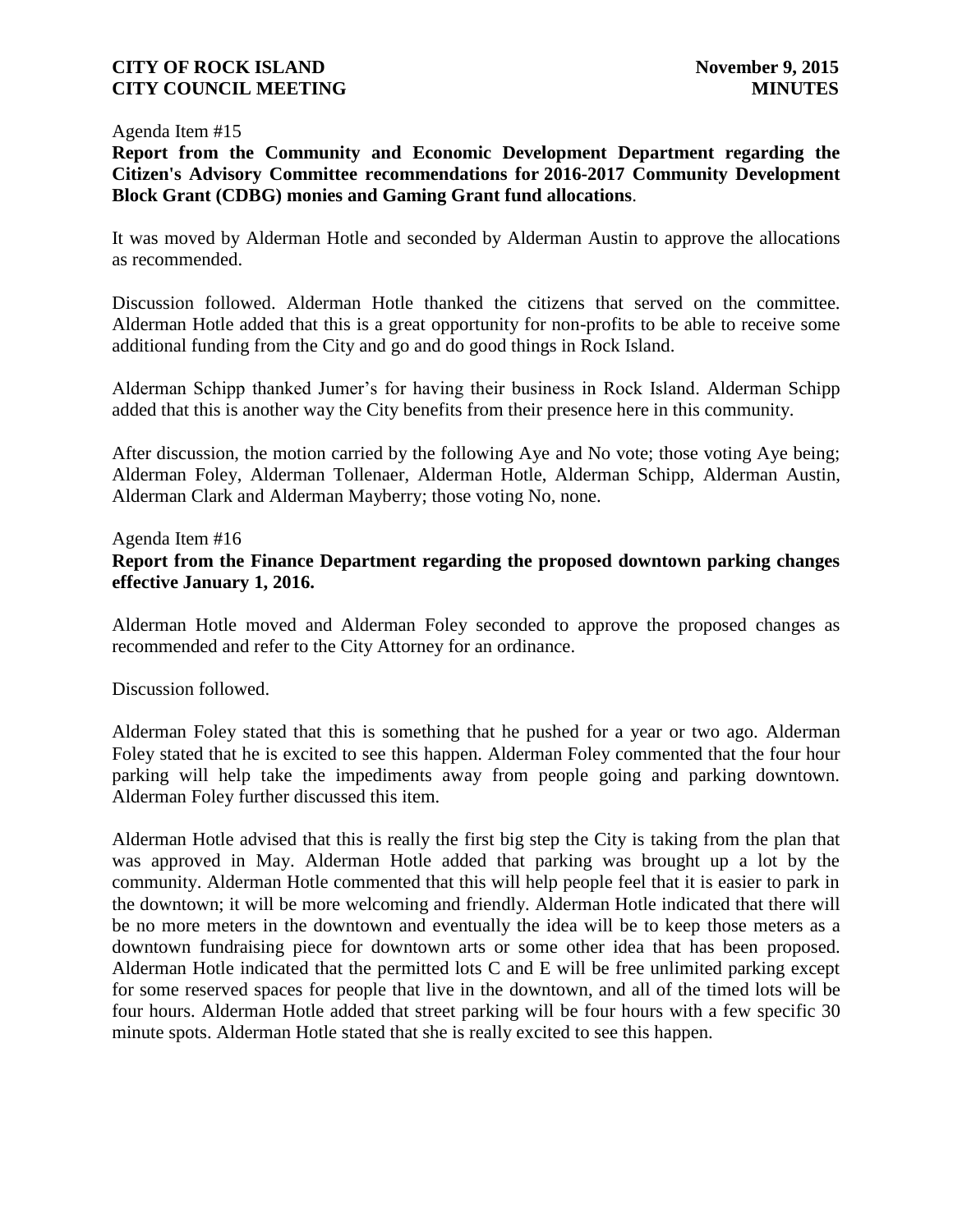Agenda Item #15

**Report from the Community and Economic Development Department regarding the Citizen's Advisory Committee recommendations for 2016-2017 Community Development Block Grant (CDBG) monies and Gaming Grant fund allocations**.

It was moved by Alderman Hotle and seconded by Alderman Austin to approve the allocations as recommended.

Discussion followed. Alderman Hotle thanked the citizens that served on the committee. Alderman Hotle added that this is a great opportunity for non-profits to be able to receive some additional funding from the City and go and do good things in Rock Island.

Alderman Schipp thanked Jumer's for having their business in Rock Island. Alderman Schipp added that this is another way the City benefits from their presence here in this community.

After discussion, the motion carried by the following Aye and No vote; those voting Aye being; Alderman Foley, Alderman Tollenaer, Alderman Hotle, Alderman Schipp, Alderman Austin, Alderman Clark and Alderman Mayberry; those voting No, none.

Agenda Item #16

**Report from the Finance Department regarding the proposed downtown parking changes effective January 1, 2016.**

Alderman Hotle moved and Alderman Foley seconded to approve the proposed changes as recommended and refer to the City Attorney for an ordinance.

Discussion followed.

Alderman Foley stated that this is something that he pushed for a year or two ago. Alderman Foley stated that he is excited to see this happen. Alderman Foley commented that the four hour parking will help take the impediments away from people going and parking downtown. Alderman Foley further discussed this item.

Alderman Hotle advised that this is really the first big step the City is taking from the plan that was approved in May. Alderman Hotle added that parking was brought up a lot by the community. Alderman Hotle commented that this will help people feel that it is easier to park in the downtown; it will be more welcoming and friendly. Alderman Hotle indicated that there will be no more meters in the downtown and eventually the idea will be to keep those meters as a downtown fundraising piece for downtown arts or some other idea that has been proposed. Alderman Hotle indicated that the permitted lots C and E will be free unlimited parking except for some reserved spaces for people that live in the downtown, and all of the timed lots will be four hours. Alderman Hotle added that street parking will be four hours with a few specific 30 minute spots. Alderman Hotle stated that she is really excited to see this happen.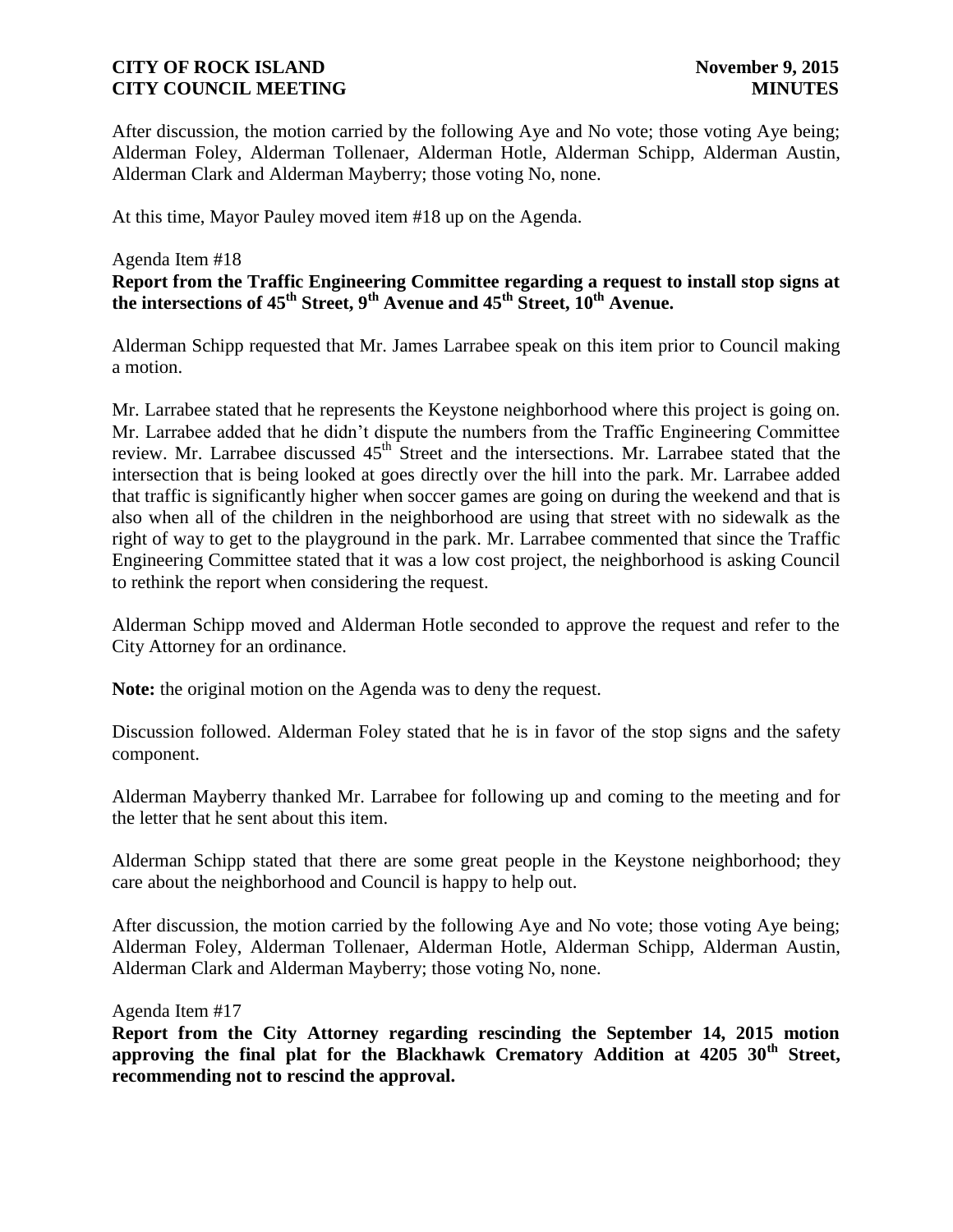After discussion, the motion carried by the following Aye and No vote; those voting Aye being; Alderman Foley, Alderman Tollenaer, Alderman Hotle, Alderman Schipp, Alderman Austin, Alderman Clark and Alderman Mayberry; those voting No, none.

At this time, Mayor Pauley moved item #18 up on the Agenda.

Agenda Item #18

**Report from the Traffic Engineering Committee regarding a request to install stop signs at the intersections of 45th Street, 9th Avenue and 45th Street, 10th Avenue.**

Alderman Schipp requested that Mr. James Larrabee speak on this item prior to Council making a motion.

Mr. Larrabee stated that he represents the Keystone neighborhood where this project is going on. Mr. Larrabee added that he didn't dispute the numbers from the Traffic Engineering Committee review. Mr. Larrabee discussed 45th Street and the intersections. Mr. Larrabee stated that the intersection that is being looked at goes directly over the hill into the park. Mr. Larrabee added that traffic is significantly higher when soccer games are going on during the weekend and that is also when all of the children in the neighborhood are using that street with no sidewalk as the right of way to get to the playground in the park. Mr. Larrabee commented that since the Traffic Engineering Committee stated that it was a low cost project, the neighborhood is asking Council to rethink the report when considering the request.

Alderman Schipp moved and Alderman Hotle seconded to approve the request and refer to the City Attorney for an ordinance.

**Note:** the original motion on the Agenda was to deny the request.

Discussion followed. Alderman Foley stated that he is in favor of the stop signs and the safety component.

Alderman Mayberry thanked Mr. Larrabee for following up and coming to the meeting and for the letter that he sent about this item.

Alderman Schipp stated that there are some great people in the Keystone neighborhood; they care about the neighborhood and Council is happy to help out.

After discussion, the motion carried by the following Aye and No vote; those voting Aye being; Alderman Foley, Alderman Tollenaer, Alderman Hotle, Alderman Schipp, Alderman Austin, Alderman Clark and Alderman Mayberry; those voting No, none.

Agenda Item #17

**Report from the City Attorney regarding rescinding the September 14, 2015 motion approving the final plat for the Blackhawk Crematory Addition at 4205 30th Street, recommending not to rescind the approval.**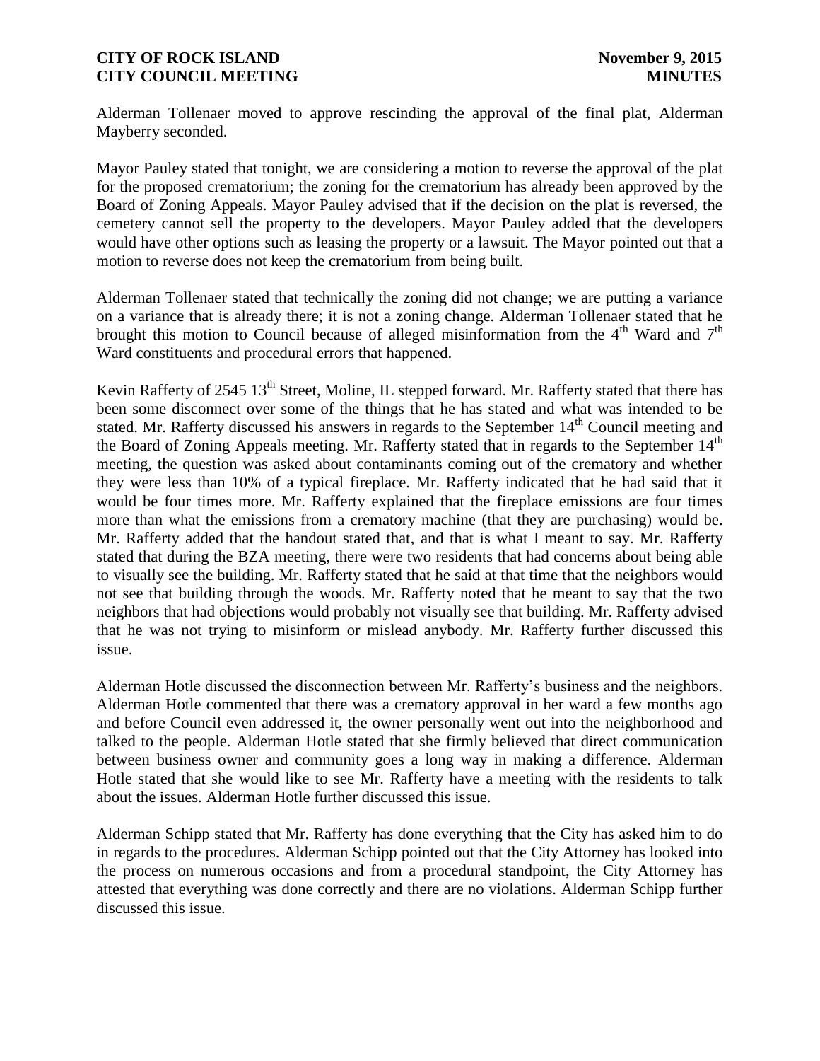Alderman Tollenaer moved to approve rescinding the approval of the final plat, Alderman Mayberry seconded.

Mayor Pauley stated that tonight, we are considering a motion to reverse the approval of the plat for the proposed crematorium; the zoning for the crematorium has already been approved by the Board of Zoning Appeals. Mayor Pauley advised that if the decision on the plat is reversed, the cemetery cannot sell the property to the developers. Mayor Pauley added that the developers would have other options such as leasing the property or a lawsuit. The Mayor pointed out that a motion to reverse does not keep the crematorium from being built.

Alderman Tollenaer stated that technically the zoning did not change; we are putting a variance on a variance that is already there; it is not a zoning change. Alderman Tollenaer stated that he brought this motion to Council because of alleged misinformation from the 4th Ward and 7th Ward constituents and procedural errors that happened.

Kevin Rafferty of 2545 13th Street, Moline, IL stepped forward. Mr. Rafferty stated that there has been some disconnect over some of the things that he has stated and what was intended to be stated. Mr. Rafferty discussed his answers in regards to the September 14th Council meeting and the Board of Zoning Appeals meeting. Mr. Rafferty stated that in regards to the September 14th meeting, the question was asked about contaminants coming out of the crematory and whether they were less than 10% of a typical fireplace. Mr. Rafferty indicated that he had said that it would be four times more. Mr. Rafferty explained that the fireplace emissions are four times more than what the emissions from a crematory machine (that they are purchasing) would be. Mr. Rafferty added that the handout stated that, and that is what I meant to say. Mr. Rafferty stated that during the BZA meeting, there were two residents that had concerns about being able to visually see the building. Mr. Rafferty stated that he said at that time that the neighbors would not see that building through the woods. Mr. Rafferty noted that he meant to say that the two neighbors that had objections would probably not visually see that building. Mr. Rafferty advised that he was not trying to misinform or mislead anybody. Mr. Rafferty further discussed this issue.

Alderman Hotle discussed the disconnection between Mr. Rafferty's business and the neighbors. Alderman Hotle commented that there was a crematory approval in her ward a few months ago and before Council even addressed it, the owner personally went out into the neighborhood and talked to the people. Alderman Hotle stated that she firmly believed that direct communication between business owner and community goes a long way in making a difference. Alderman Hotle stated that she would like to see Mr. Rafferty have a meeting with the residents to talk about the issues. Alderman Hotle further discussed this issue.

Alderman Schipp stated that Mr. Rafferty has done everything that the City has asked him to do in regards to the procedures. Alderman Schipp pointed out that the City Attorney has looked into the process on numerous occasions and from a procedural standpoint, the City Attorney has attested that everything was done correctly and there are no violations. Alderman Schipp further discussed this issue.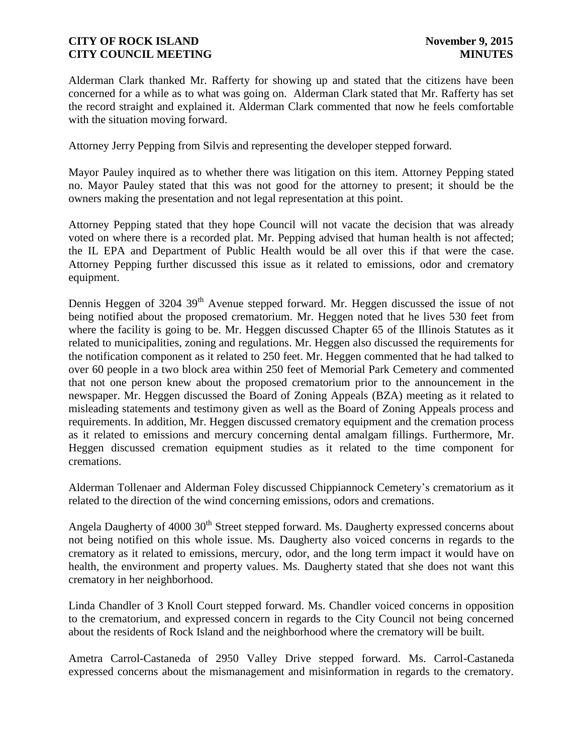Alderman Clark thanked Mr. Rafferty for showing up and stated that the citizens have been concerned for a while as to what was going on. Alderman Clark stated that Mr. Rafferty has set the record straight and explained it. Alderman Clark commented that now he feels comfortable with the situation moving forward.

Attorney Jerry Pepping from Silvis and representing the developer stepped forward.

Mayor Pauley inquired as to whether there was litigation on this item. Attorney Pepping stated no. Mayor Pauley stated that this was not good for the attorney to present; it should be the owners making the presentation and not legal representation at this point.

Attorney Pepping stated that they hope Council will not vacate the decision that was already voted on where there is a recorded plat. Mr. Pepping advised that human health is not affected; the IL EPA and Department of Public Health would be all over this if that were the case. Attorney Pepping further discussed this issue as it related to emissions, odor and crematory equipment.

Dennis Heggen of 3204 39th Avenue stepped forward. Mr. Heggen discussed the issue of not being notified about the proposed crematorium. Mr. Heggen noted that he lives 530 feet from where the facility is going to be. Mr. Heggen discussed Chapter 65 of the Illinois Statutes as it related to municipalities, zoning and regulations. Mr. Heggen also discussed the requirements for the notification component as it related to 250 feet. Mr. Heggen commented that he had talked to over 60 people in a two block area within 250 feet of Memorial Park Cemetery and commented that not one person knew about the proposed crematorium prior to the announcement in the newspaper. Mr. Heggen discussed the Board of Zoning Appeals (BZA) meeting as it related to misleading statements and testimony given as well as the Board of Zoning Appeals process and requirements. In addition, Mr. Heggen discussed crematory equipment and the cremation process as it related to emissions and mercury concerning dental amalgam fillings. Furthermore, Mr. Heggen discussed cremation equipment studies as it related to the time component for cremations.

Alderman Tollenaer and Alderman Foley discussed Chippiannock Cemetery's crematorium as it related to the direction of the wind concerning emissions, odors and cremations.

Angela Daugherty of 4000 30th Street stepped forward. Ms. Daugherty expressed concerns about not being notified on this whole issue. Ms. Daugherty also voiced concerns in regards to the crematory as it related to emissions, mercury, odor, and the long term impact it would have on health, the environment and property values. Ms. Daugherty stated that she does not want this crematory in her neighborhood.

Linda Chandler of 3 Knoll Court stepped forward. Ms. Chandler voiced concerns in opposition to the crematorium, and expressed concern in regards to the City Council not being concerned about the residents of Rock Island and the neighborhood where the crematory will be built.

Ametra Carrol-Castaneda of 2950 Valley Drive stepped forward. Ms. Carrol-Castaneda expressed concerns about the mismanagement and misinformation in regards to the crematory.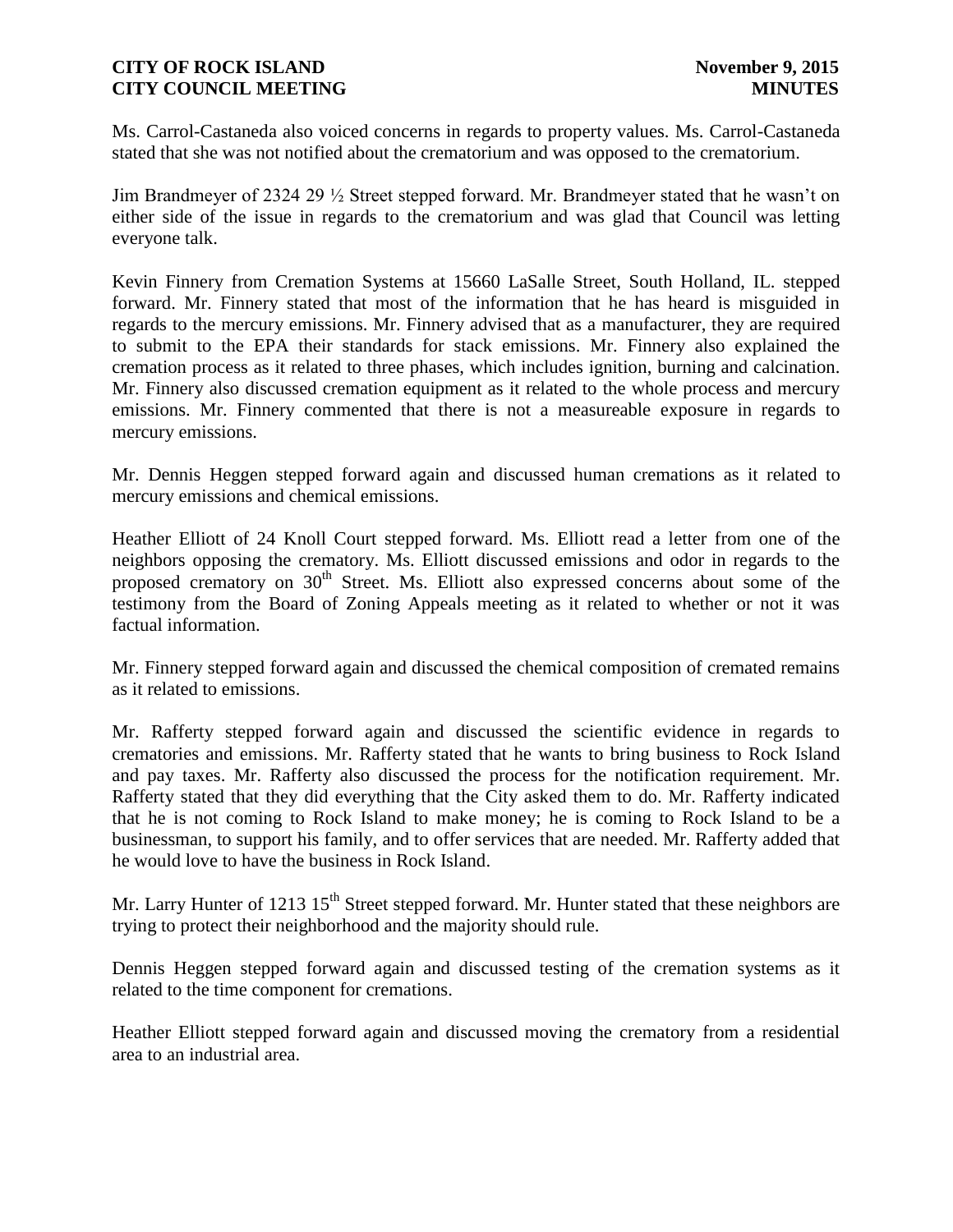Ms. Carrol-Castaneda also voiced concerns in regards to property values. Ms. Carrol-Castaneda stated that she was not notified about the crematorium and was opposed to the crematorium.

Jim Brandmeyer of 2324 29 ½ Street stepped forward. Mr. Brandmeyer stated that he wasn't on either side of the issue in regards to the crematorium and was glad that Council was letting everyone talk.

Kevin Finnery from Cremation Systems at 15660 LaSalle Street, South Holland, IL. stepped forward. Mr. Finnery stated that most of the information that he has heard is misguided in regards to the mercury emissions. Mr. Finnery advised that as a manufacturer, they are required to submit to the EPA their standards for stack emissions. Mr. Finnery also explained the cremation process as it related to three phases, which includes ignition, burning and calcination. Mr. Finnery also discussed cremation equipment as it related to the whole process and mercury emissions. Mr. Finnery commented that there is not a measureable exposure in regards to mercury emissions.

Mr. Dennis Heggen stepped forward again and discussed human cremations as it related to mercury emissions and chemical emissions.

Heather Elliott of 24 Knoll Court stepped forward. Ms. Elliott read a letter from one of the neighbors opposing the crematory. Ms. Elliott discussed emissions and odor in regards to the proposed crematory on 30th Street. Ms. Elliott also expressed concerns about some of the testimony from the Board of Zoning Appeals meeting as it related to whether or not it was factual information.

Mr. Finnery stepped forward again and discussed the chemical composition of cremated remains as it related to emissions.

Mr. Rafferty stepped forward again and discussed the scientific evidence in regards to crematories and emissions. Mr. Rafferty stated that he wants to bring business to Rock Island and pay taxes. Mr. Rafferty also discussed the process for the notification requirement. Mr. Rafferty stated that they did everything that the City asked them to do. Mr. Rafferty indicated that he is not coming to Rock Island to make money; he is coming to Rock Island to be a businessman, to support his family, and to offer services that are needed. Mr. Rafferty added that he would love to have the business in Rock Island.

Mr. Larry Hunter of 1213 15th Street stepped forward. Mr. Hunter stated that these neighbors are trying to protect their neighborhood and the majority should rule.

Dennis Heggen stepped forward again and discussed testing of the cremation systems as it related to the time component for cremations.

Heather Elliott stepped forward again and discussed moving the crematory from a residential area to an industrial area.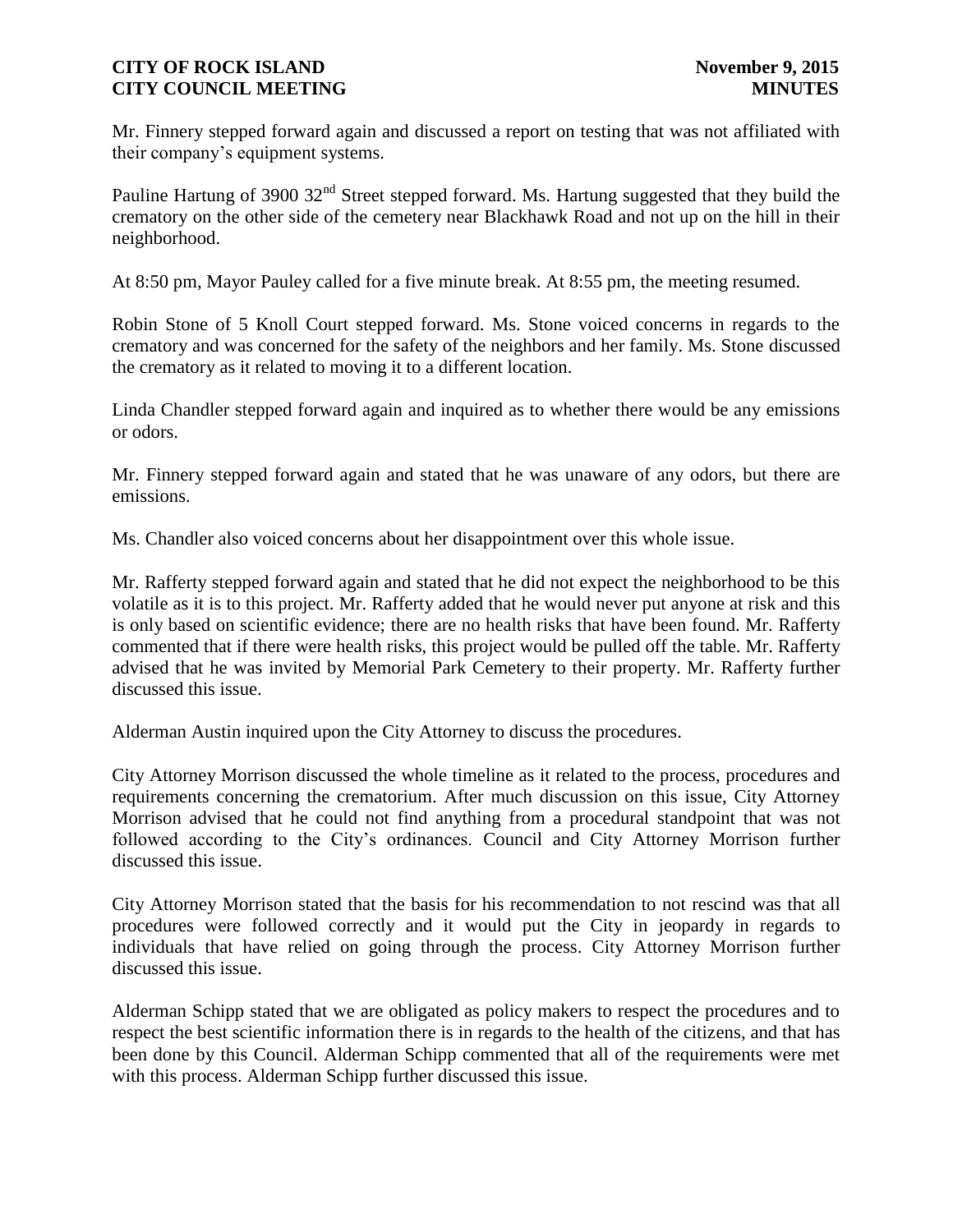Mr. Finnery stepped forward again and discussed a report on testing that was not affiliated with their company's equipment systems.

Pauline Hartung of 3900 32nd Street stepped forward. Ms. Hartung suggested that they build the crematory on the other side of the cemetery near Blackhawk Road and not up on the hill in their neighborhood.

At 8:50 pm, Mayor Pauley called for a five minute break. At 8:55 pm, the meeting resumed.

Robin Stone of 5 Knoll Court stepped forward. Ms. Stone voiced concerns in regards to the crematory and was concerned for the safety of the neighbors and her family. Ms. Stone discussed the crematory as it related to moving it to a different location.

Linda Chandler stepped forward again and inquired as to whether there would be any emissions or odors.

Mr. Finnery stepped forward again and stated that he was unaware of any odors, but there are emissions.

Ms. Chandler also voiced concerns about her disappointment over this whole issue.

Mr. Rafferty stepped forward again and stated that he did not expect the neighborhood to be this volatile as it is to this project. Mr. Rafferty added that he would never put anyone at risk and this is only based on scientific evidence; there are no health risks that have been found. Mr. Rafferty commented that if there were health risks, this project would be pulled off the table. Mr. Rafferty advised that he was invited by Memorial Park Cemetery to their property. Mr. Rafferty further discussed this issue.

Alderman Austin inquired upon the City Attorney to discuss the procedures.

City Attorney Morrison discussed the whole timeline as it related to the process, procedures and requirements concerning the crematorium. After much discussion on this issue, City Attorney Morrison advised that he could not find anything from a procedural standpoint that was not followed according to the City's ordinances. Council and City Attorney Morrison further discussed this issue.

City Attorney Morrison stated that the basis for his recommendation to not rescind was that all procedures were followed correctly and it would put the City in jeopardy in regards to individuals that have relied on going through the process. City Attorney Morrison further discussed this issue.

Alderman Schipp stated that we are obligated as policy makers to respect the procedures and to respect the best scientific information there is in regards to the health of the citizens, and that has been done by this Council. Alderman Schipp commented that all of the requirements were met with this process. Alderman Schipp further discussed this issue.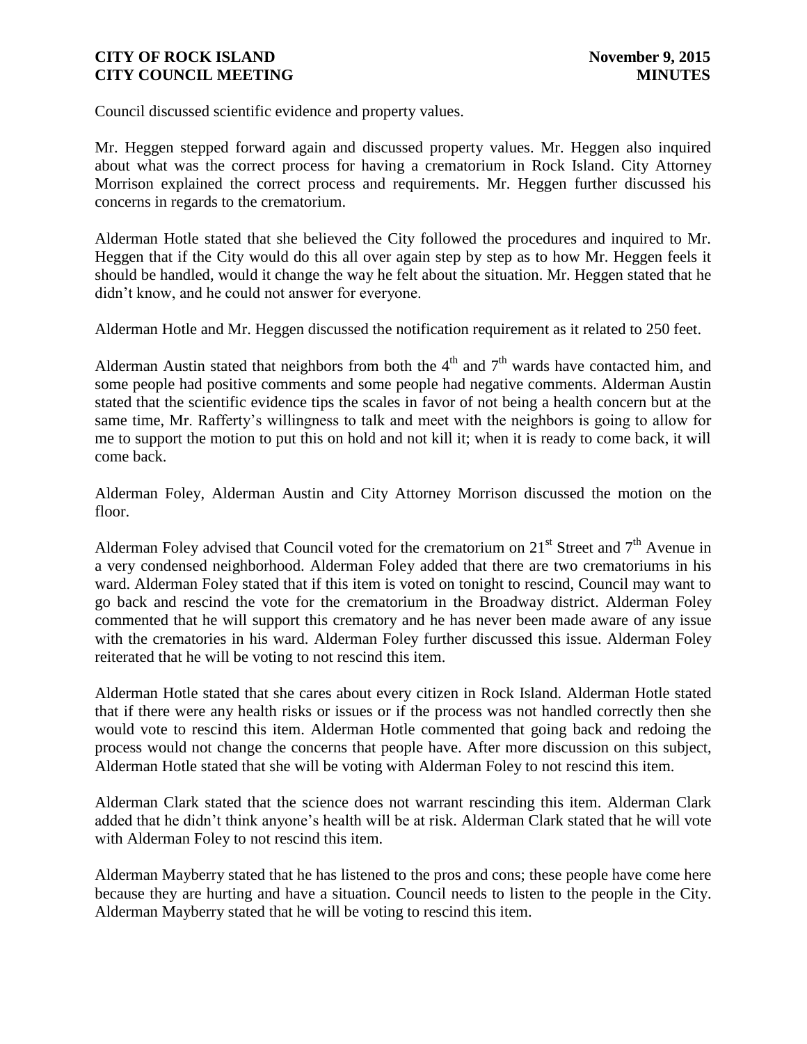Council discussed scientific evidence and property values.

Mr. Heggen stepped forward again and discussed property values. Mr. Heggen also inquired about what was the correct process for having a crematorium in Rock Island. City Attorney Morrison explained the correct process and requirements. Mr. Heggen further discussed his concerns in regards to the crematorium.

Alderman Hotle stated that she believed the City followed the procedures and inquired to Mr. Heggen that if the City would do this all over again step by step as to how Mr. Heggen feels it should be handled, would it change the way he felt about the situation. Mr. Heggen stated that he didn't know, and he could not answer for everyone.

Alderman Hotle and Mr. Heggen discussed the notification requirement as it related to 250 feet.

Alderman Austin stated that neighbors from both the 4th and 7th wards have contacted him, and some people had positive comments and some people had negative comments. Alderman Austin stated that the scientific evidence tips the scales in favor of not being a health concern but at the same time, Mr. Rafferty's willingness to talk and meet with the neighbors is going to allow for me to support the motion to put this on hold and not kill it; when it is ready to come back, it will come back.

Alderman Foley, Alderman Austin and City Attorney Morrison discussed the motion on the floor.

Alderman Foley advised that Council voted for the crematorium on 21st Street and 7th Avenue in a very condensed neighborhood. Alderman Foley added that there are two crematoriums in his ward. Alderman Foley stated that if this item is voted on tonight to rescind, Council may want to go back and rescind the vote for the crematorium in the Broadway district. Alderman Foley commented that he will support this crematory and he has never been made aware of any issue with the crematories in his ward. Alderman Foley further discussed this issue. Alderman Foley reiterated that he will be voting to not rescind this item.

Alderman Hotle stated that she cares about every citizen in Rock Island. Alderman Hotle stated that if there were any health risks or issues or if the process was not handled correctly then she would vote to rescind this item. Alderman Hotle commented that going back and redoing the process would not change the concerns that people have. After more discussion on this subject, Alderman Hotle stated that she will be voting with Alderman Foley to not rescind this item.

Alderman Clark stated that the science does not warrant rescinding this item. Alderman Clark added that he didn't think anyone's health will be at risk. Alderman Clark stated that he will vote with Alderman Foley to not rescind this item.

Alderman Mayberry stated that he has listened to the pros and cons; these people have come here because they are hurting and have a situation. Council needs to listen to the people in the City. Alderman Mayberry stated that he will be voting to rescind this item.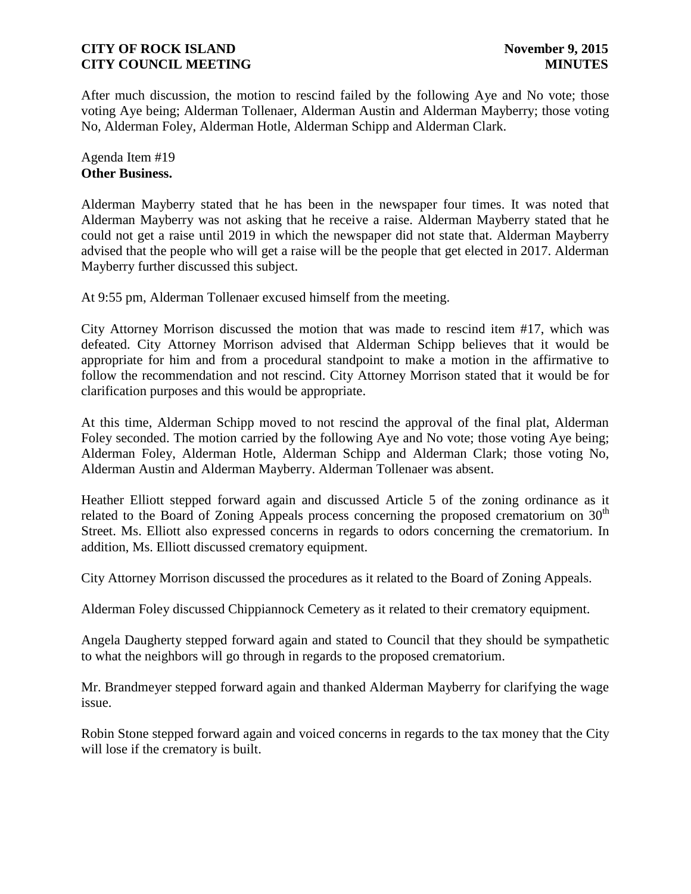After much discussion, the motion to rescind failed by the following Aye and No vote; those voting Aye being; Alderman Tollenaer, Alderman Austin and Alderman Mayberry; those voting No, Alderman Foley, Alderman Hotle, Alderman Schipp and Alderman Clark.

Agenda Item #19
**Other Business.**

Alderman Mayberry stated that he has been in the newspaper four times. It was noted that Alderman Mayberry was not asking that he receive a raise. Alderman Mayberry stated that he could not get a raise until 2019 in which the newspaper did not state that. Alderman Mayberry advised that the people who will get a raise will be the people that get elected in 2017. Alderman Mayberry further discussed this subject.

At 9:55 pm, Alderman Tollenaer excused himself from the meeting.

City Attorney Morrison discussed the motion that was made to rescind item #17, which was defeated. City Attorney Morrison advised that Alderman Schipp believes that it would be appropriate for him and from a procedural standpoint to make a motion in the affirmative to follow the recommendation and not rescind. City Attorney Morrison stated that it would be for clarification purposes and this would be appropriate.

At this time, Alderman Schipp moved to not rescind the approval of the final plat, Alderman Foley seconded. The motion carried by the following Aye and No vote; those voting Aye being; Alderman Foley, Alderman Hotle, Alderman Schipp and Alderman Clark; those voting No, Alderman Austin and Alderman Mayberry. Alderman Tollenaer was absent.

Heather Elliott stepped forward again and discussed Article 5 of the zoning ordinance as it related to the Board of Zoning Appeals process concerning the proposed crematorium on 30th Street. Ms. Elliott also expressed concerns in regards to odors concerning the crematorium. In addition, Ms. Elliott discussed crematory equipment.

City Attorney Morrison discussed the procedures as it related to the Board of Zoning Appeals.

Alderman Foley discussed Chippiannock Cemetery as it related to their crematory equipment.

Angela Daugherty stepped forward again and stated to Council that they should be sympathetic to what the neighbors will go through in regards to the proposed crematorium.

Mr. Brandmeyer stepped forward again and thanked Alderman Mayberry for clarifying the wage issue.

Robin Stone stepped forward again and voiced concerns in regards to the tax money that the City will lose if the crematory is built.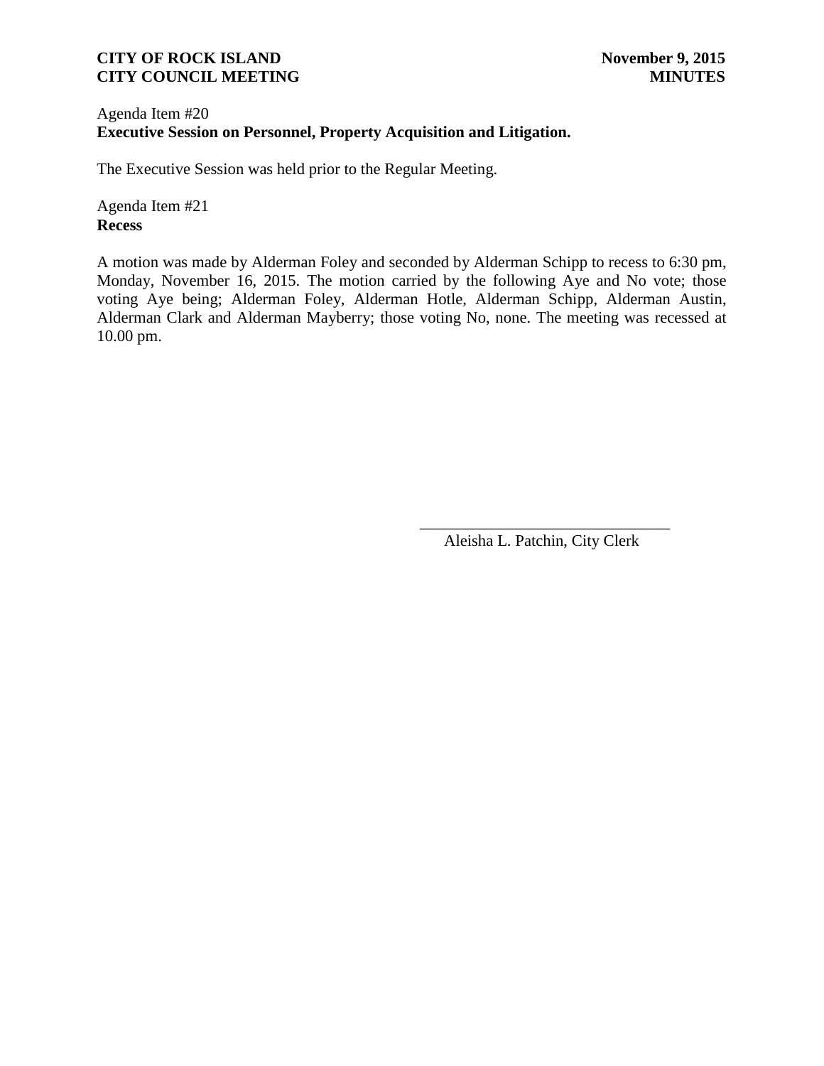Agenda Item #20
**Executive Session on Personnel, Property Acquisition and Litigation.**

The Executive Session was held prior to the Regular Meeting.

Agenda Item #21
**Recess**

A motion was made by Alderman Foley and seconded by Alderman Schipp to recess to 6:30 pm, Monday, November 16, 2015. The motion carried by the following Aye and No vote; those voting Aye being; Alderman Foley, Alderman Hotle, Alderman Schipp, Alderman Austin, Alderman Clark and Alderman Mayberry; those voting No, none. The meeting was recessed at 10.00 pm.

\_\_\_\_\_\_\_\_\_\_\_\_\_\_\_\_\_\_\_\_\_\_\_\_\_\_\_\_\_\_
Aleisha L. Patchin, City Clerk